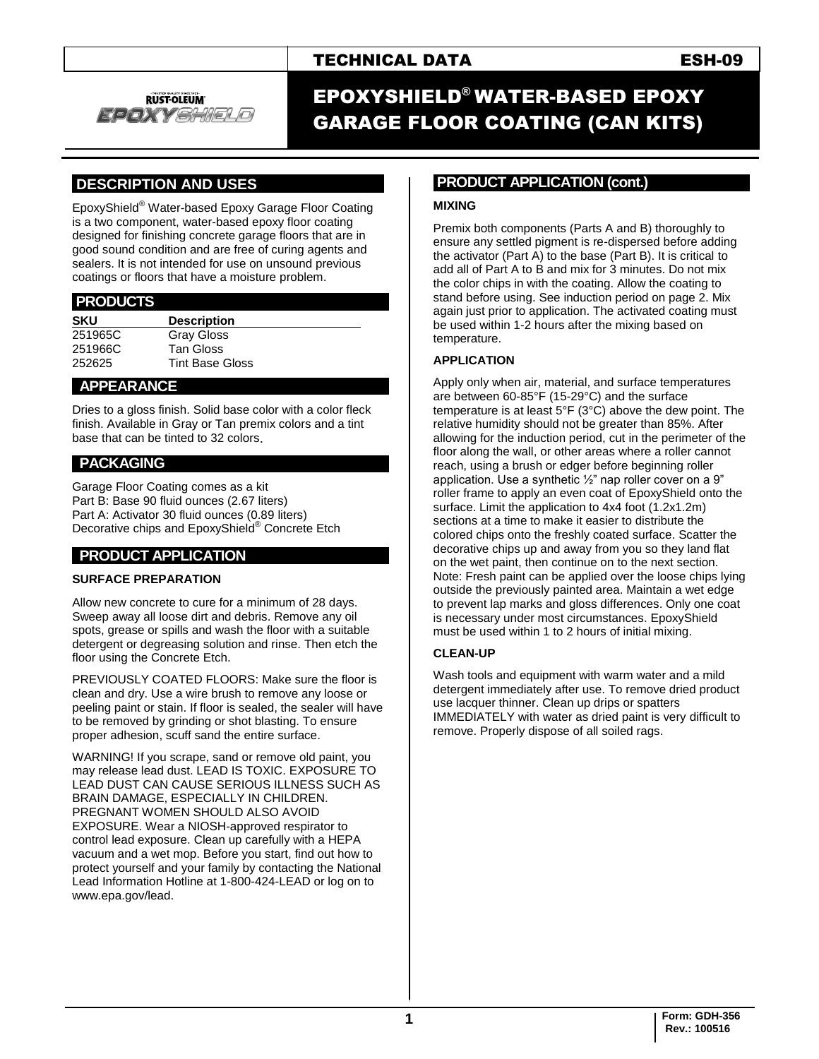# TECHNICAL DATA ESH-09

# EPOXYSHIELD® WATER-BASED EPOXY GARAGE FLOOR COATING (CAN KITS)

## DESCRIPTION AND USES

EpoxyShield® Water-based Epoxy Garage Floor Coating is a two component, water-based epoxy floor coating designed for finishing concrete garage floors that are in good sound condition and are free of curing agents and sealers. It is not intended for use on unsound previous coatings or floors that have a moisture problem.

## PRODUCTS

| SKU | Description |
|---|---|
| 251965C | Gray Gloss |
| 251966C | Tan Gloss |
| 252625 | Tint Base Gloss |

## APPEARANCE

Dries to a gloss finish. Solid base color with a color fleck finish. Available in Gray or Tan premix colors and a tint base that can be tinted to 32 colors.

## PACKAGING

Garage Floor Coating comes as a kit
Part B: Base 90 fluid ounces (2.67 liters)
Part A: Activator 30 fluid ounces (0.89 liters)
Decorative chips and EpoxyShield® Concrete Etch

## PRODUCT APPLICATION

### SURFACE PREPARATION

Allow new concrete to cure for a minimum of 28 days. Sweep away all loose dirt and debris. Remove any oil spots, grease or spills and wash the floor with a suitable detergent or degreasing solution and rinse. Then etch the floor using the Concrete Etch.

PREVIOUSLY COATED FLOORS: Make sure the floor is clean and dry. Use a wire brush to remove any loose or peeling paint or stain. If floor is sealed, the sealer will have to be removed by grinding or shot blasting. To ensure proper adhesion, scuff sand the entire surface.

WARNING! If you scrape, sand or remove old paint, you may release lead dust. LEAD IS TOXIC. EXPOSURE TO LEAD DUST CAN CAUSE SERIOUS ILLNESS SUCH AS BRAIN DAMAGE, ESPECIALLY IN CHILDREN. PREGNANT WOMEN SHOULD ALSO AVOID EXPOSURE. Wear a NIOSH-approved respirator to control lead exposure. Clean up carefully with a HEPA vacuum and a wet mop. Before you start, find out how to protect yourself and your family by contacting the National Lead Information Hotline at 1-800-424-LEAD or log on to www.epa.gov/lead.

## PRODUCT APPLICATION (cont.)

### MIXING

Premix both components (Parts A and B) thoroughly to ensure any settled pigment is re-dispersed before adding the activator (Part A) to the base (Part B). It is critical to add all of Part A to B and mix for 3 minutes. Do not mix the color chips in with the coating. Allow the coating to stand before using. See induction period on page 2. Mix again just prior to application. The activated coating must be used within 1-2 hours after the mixing based on temperature.

### APPLICATION

Apply only when air, material, and surface temperatures are between 60-85°F (15-29°C) and the surface temperature is at least 5°F (3°C) above the dew point. The relative humidity should not be greater than 85%. After allowing for the induction period, cut in the perimeter of the floor along the wall, or other areas where a roller cannot reach, using a brush or edger before beginning roller application. Use a synthetic ½" nap roller cover on a 9" roller frame to apply an even coat of EpoxyShield onto the surface. Limit the application to 4x4 foot (1.2x1.2m) sections at a time to make it easier to distribute the colored chips onto the freshly coated surface. Scatter the decorative chips up and away from you so they land flat on the wet paint, then continue on to the next section. Note: Fresh paint can be applied over the loose chips lying outside the previously painted area. Maintain a wet edge to prevent lap marks and gloss differences. Only one coat is necessary under most circumstances. EpoxyShield must be used within 1 to 2 hours of initial mixing.

### CLEAN-UP

Wash tools and equipment with warm water and a mild detergent immediately after use. To remove dried product use lacquer thinner. Clean up drips or spatters IMMEDIATELY with water as dried paint is very difficult to remove. Properly dispose of all soiled rags.

Form: GDH-356
Rev.: 100516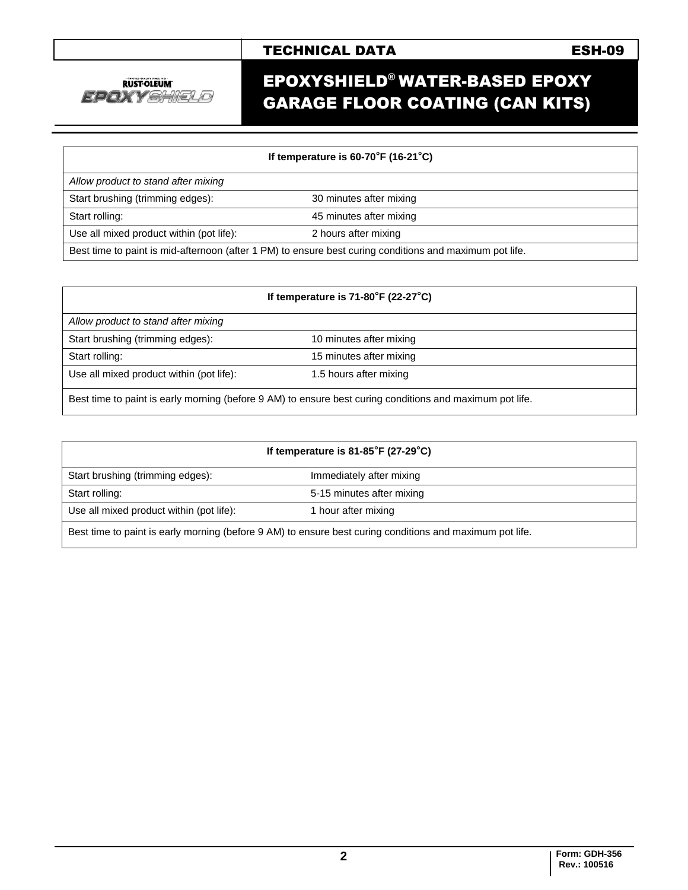| If temperature is 60-70°F (16-21°C) | |
|---|---|
| *Allow product to stand after mixing* | |
| Start brushing (trimming edges): | 30 minutes after mixing |
| Start rolling: | 45 minutes after mixing |
| Use all mixed product within (pot life): | 2 hours after mixing |
| Best time to paint is mid-afternoon (after 1 PM) to ensure best curing conditions and maximum pot life. | |

| If temperature is 71-80°F (22-27°C) | |
|---|---|
| *Allow product to stand after mixing* | |
| Start brushing (trimming edges): | 10 minutes after mixing |
| Start rolling: | 15 minutes after mixing |
| Use all mixed product within (pot life): | 1.5 hours after mixing |
| Best time to paint is early morning (before 9 AM) to ensure best curing conditions and maximum pot life. | |

| If temperature is 81-85°F (27-29°C) | |
|---|---|
| Start brushing (trimming edges): | Immediately after mixing |
| Start rolling: | 5-15 minutes after mixing |
| Use all mixed product within (pot life): | 1 hour after mixing |
| Best time to paint is early morning (before 9 AM) to ensure best curing conditions and maximum pot life. | |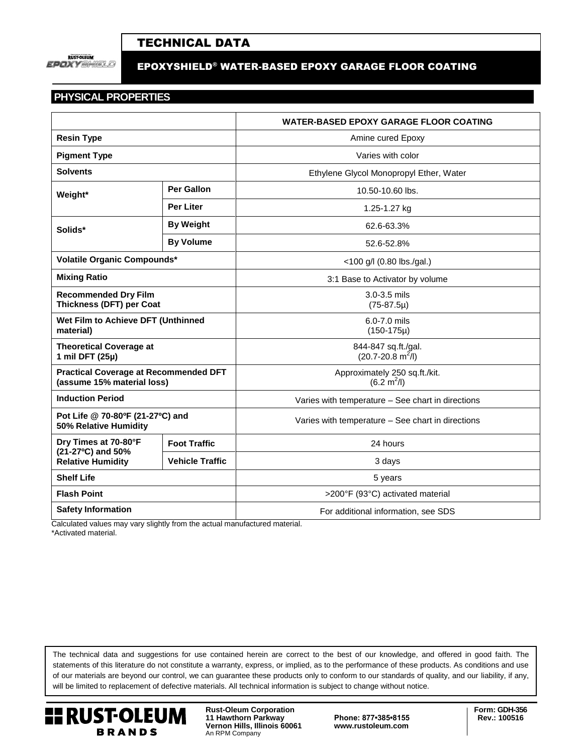# TECHNICAL DATA

## EPOXYSHIELD® WATER-BASED EPOXY GARAGE FLOOR COATING

## PHYSICAL PROPERTIES

| | | WATER-BASED EPOXY GARAGE FLOOR COATING |
|---|---|---|
| **Resin Type** | | Amine cured Epoxy |
| **Pigment Type** | | Varies with color |
| **Solvents** | | Ethylene Glycol Monopropyl Ether, Water |
| **Weight*** | **Per Gallon** | 10.50-10.60 lbs. |
| | **Per Liter** | 1.25-1.27 kg |
| **Solids*** | **By Weight** | 62.6-63.3% |
| | **By Volume** | 52.6-52.8% |
| **Volatile Organic Compounds*** | | <100 g/l (0.80 lbs./gal.) |
| **Mixing Ratio** | | 3:1 Base to Activator by volume |
| **Recommended Dry Film Thickness (DFT) per Coat** | | 3.0-3.5 mils (75-87.5μ) |
| **Wet Film to Achieve DFT (Unthinned material)** | | 6.0-7.0 mils (150-175μ) |
| **Theoretical Coverage at 1 mil DFT (25μ)** | | 844-847 sq.ft./gal. (20.7-20.8 $m^2$/l) |
| **Practical Coverage at Recommended DFT (assume 15% material loss)** | | Approximately 250 sq.ft./kit. (6.2 $m^2$/l) |
| **Induction Period** | | Varies with temperature – See chart in directions |
| **Pot Life @ 70-80ºF (21-27ºC) and 50% Relative Humidity** | | Varies with temperature – See chart in directions |
| **Dry Times at 70-80°F (21-27ºC) and 50% Relative Humidity** | **Foot Traffic** | 24 hours |
| | **Vehicle Traffic** | 3 days |
| **Shelf Life** | | 5 years |
| **Flash Point** | | >200°F (93°C) activated material |
| **Safety Information** | | For additional information, see SDS |

Calculated values may vary slightly from the actual manufactured material.
*Activated material.

The technical data and suggestions for use contained herein are correct to the best of our knowledge, and offered in good faith. The statements of this literature do not constitute a warranty, express, or implied, as to the performance of these products. As conditions and use of our materials are beyond our control, we can guarantee these products only to conform to our standards of quality, and our liability, if any, will be limited to replacement of defective materials. All technical information is subject to change without notice.

RUST-OLEUM BRANDS

**Rust-Oleum Corporation**
**11 Hawthorn Parkway**
**Vernon Hills, Illinois 60061**
An RPM Company

**Phone: 877•385•8155**
**www.rustoleum.com**

**Form: GDH-356**
**Rev.: 100516**